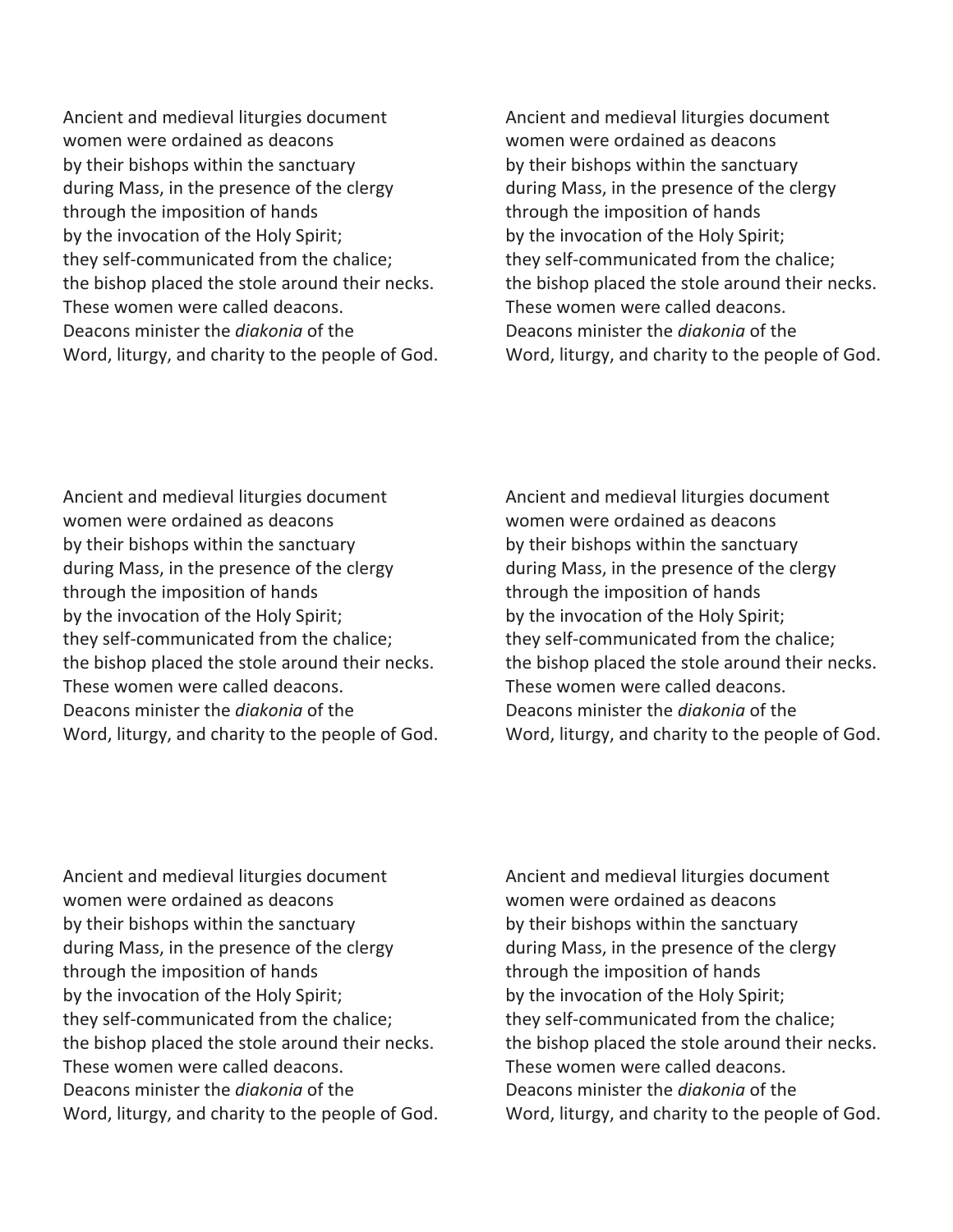Ancient and medieval liturgies document
women were ordained as deacons
by their bishops within the sanctuary
during Mass, in the presence of the clergy
through the imposition of hands
by the invocation of the Holy Spirit;
they self-communicated from the chalice;
the bishop placed the stole around their necks.
These women were called deacons.
Deacons minister the *diakonia* of the
Word, liturgy, and charity to the people of God.

Ancient and medieval liturgies document
women were ordained as deacons
by their bishops within the sanctuary
during Mass, in the presence of the clergy
through the imposition of hands
by the invocation of the Holy Spirit;
they self-communicated from the chalice;
the bishop placed the stole around their necks.
These women were called deacons.
Deacons minister the *diakonia* of the
Word, liturgy, and charity to the people of God.

Ancient and medieval liturgies document
women were ordained as deacons
by their bishops within the sanctuary
during Mass, in the presence of the clergy
through the imposition of hands
by the invocation of the Holy Spirit;
they self-communicated from the chalice;
the bishop placed the stole around their necks.
These women were called deacons.
Deacons minister the *diakonia* of the
Word, liturgy, and charity to the people of God.

Ancient and medieval liturgies document
women were ordained as deacons
by their bishops within the sanctuary
during Mass, in the presence of the clergy
through the imposition of hands
by the invocation of the Holy Spirit;
they self-communicated from the chalice;
the bishop placed the stole around their necks.
These women were called deacons.
Deacons minister the *diakonia* of the
Word, liturgy, and charity to the people of God.

Ancient and medieval liturgies document
women were ordained as deacons
by their bishops within the sanctuary
during Mass, in the presence of the clergy
through the imposition of hands
by the invocation of the Holy Spirit;
they self-communicated from the chalice;
the bishop placed the stole around their necks.
These women were called deacons.
Deacons minister the *diakonia* of the
Word, liturgy, and charity to the people of God.

Ancient and medieval liturgies document
women were ordained as deacons
by their bishops within the sanctuary
during Mass, in the presence of the clergy
through the imposition of hands
by the invocation of the Holy Spirit;
they self-communicated from the chalice;
the bishop placed the stole around their necks.
These women were called deacons.
Deacons minister the *diakonia* of the
Word, liturgy, and charity to the people of God.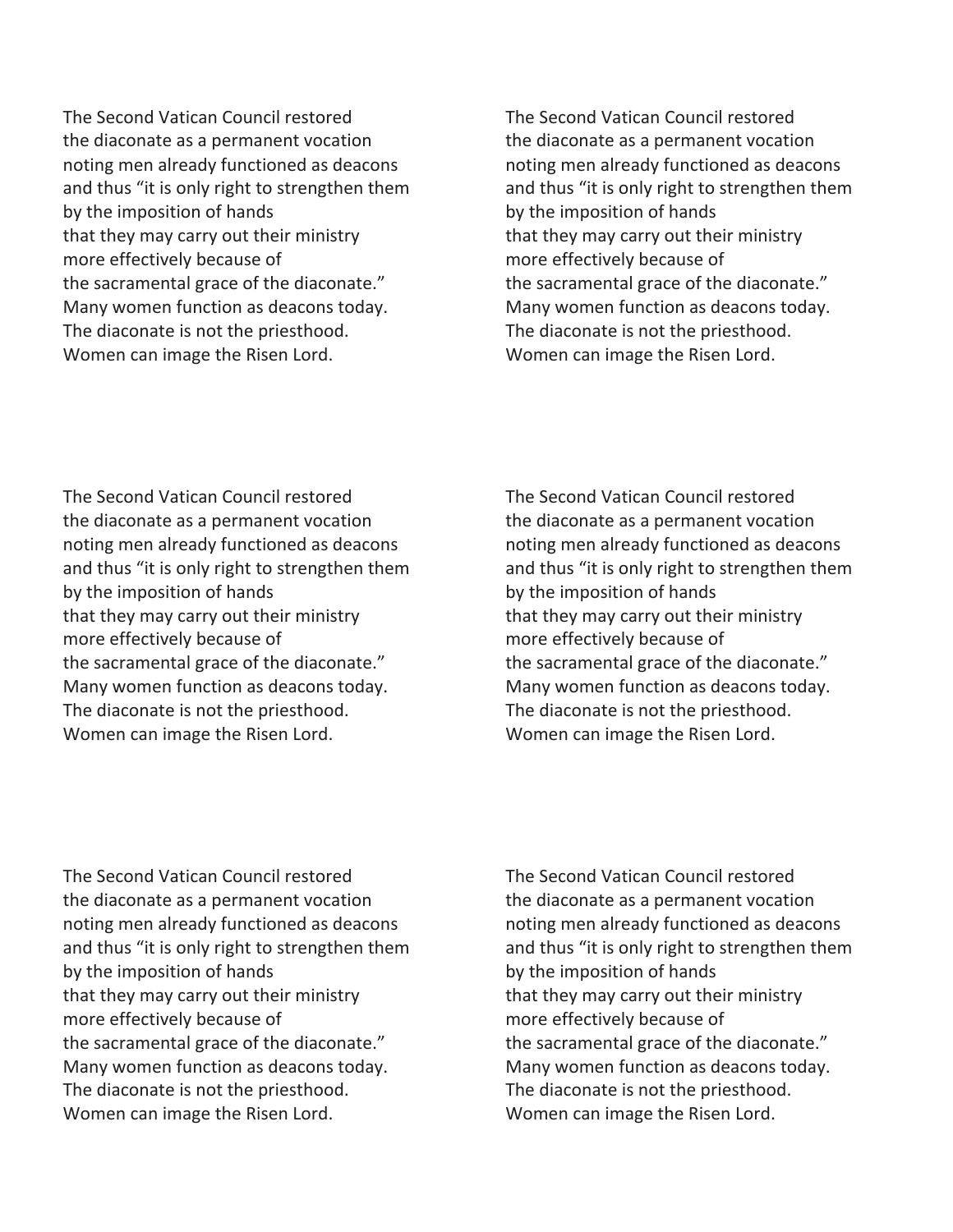The Second Vatican Council restored
the diaconate as a permanent vocation
noting men already functioned as deacons
and thus “it is only right to strengthen them
by the imposition of hands
that they may carry out their ministry
more effectively because of
the sacramental grace of the diaconate.”
Many women function as deacons today.
The diaconate is not the priesthood.
Women can image the Risen Lord.

The Second Vatican Council restored
the diaconate as a permanent vocation
noting men already functioned as deacons
and thus “it is only right to strengthen them
by the imposition of hands
that they may carry out their ministry
more effectively because of
the sacramental grace of the diaconate.”
Many women function as deacons today.
The diaconate is not the priesthood.
Women can image the Risen Lord.

The Second Vatican Council restored
the diaconate as a permanent vocation
noting men already functioned as deacons
and thus “it is only right to strengthen them
by the imposition of hands
that they may carry out their ministry
more effectively because of
the sacramental grace of the diaconate.”
Many women function as deacons today.
The diaconate is not the priesthood.
Women can image the Risen Lord.

The Second Vatican Council restored
the diaconate as a permanent vocation
noting men already functioned as deacons
and thus “it is only right to strengthen them
by the imposition of hands
that they may carry out their ministry
more effectively because of
the sacramental grace of the diaconate.”
Many women function as deacons today.
The diaconate is not the priesthood.
Women can image the Risen Lord.

The Second Vatican Council restored
the diaconate as a permanent vocation
noting men already functioned as deacons
and thus “it is only right to strengthen them
by the imposition of hands
that they may carry out their ministry
more effectively because of
the sacramental grace of the diaconate.”
Many women function as deacons today.
The diaconate is not the priesthood.
Women can image the Risen Lord.

The Second Vatican Council restored
the diaconate as a permanent vocation
noting men already functioned as deacons
and thus “it is only right to strengthen them
by the imposition of hands
that they may carry out their ministry
more effectively because of
the sacramental grace of the diaconate.”
Many women function as deacons today.
The diaconate is not the priesthood.
Women can image the Risen Lord.